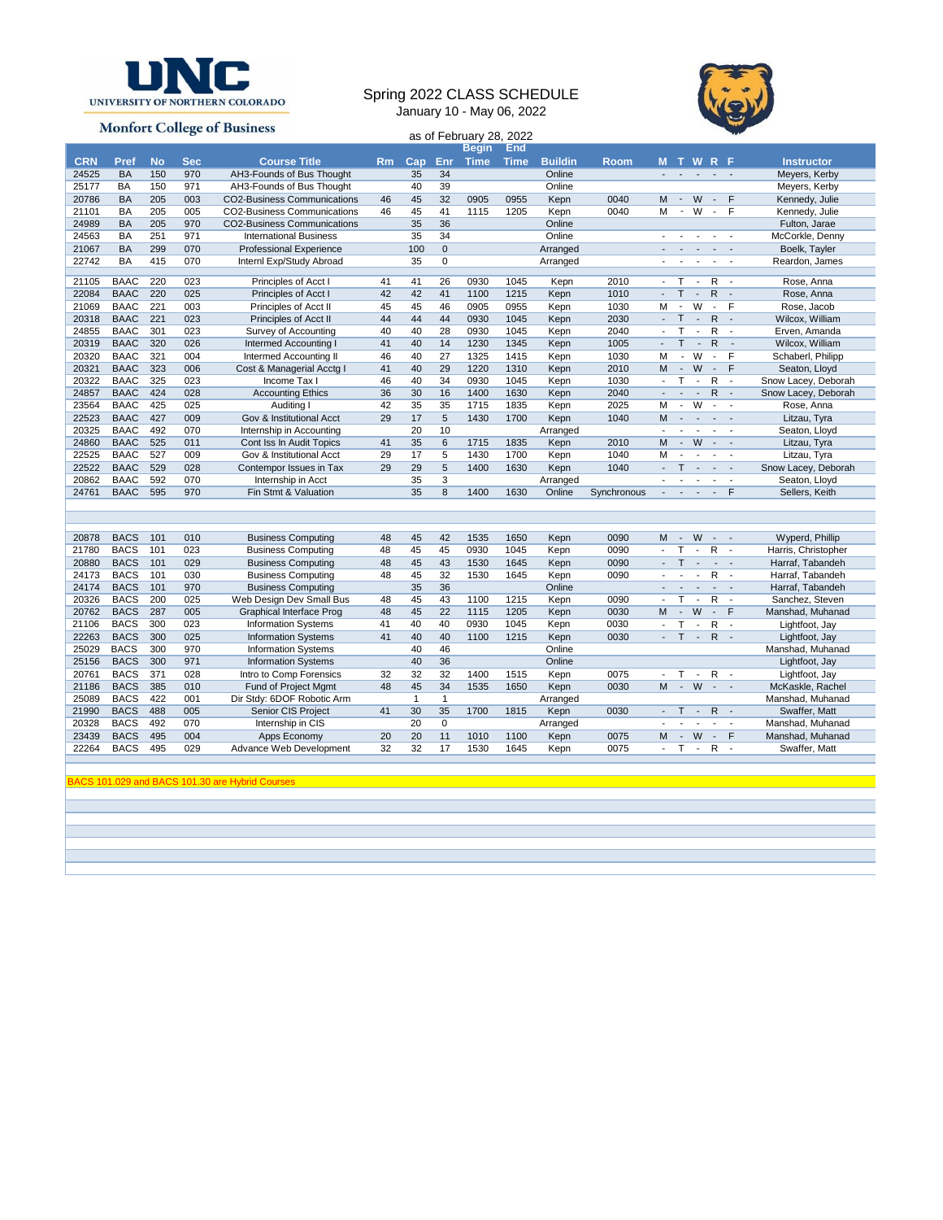UNC UNIVERSITY OF NORTHERN COLORADO

Monfort College of Business

# Spring 2022 CLASS SCHEDULE

January 10 - May 06, 2022

as of February 28, 2022

| CRN | Pref | No | Sec | Course Title | Rm | Cap | Enr | Begin Time | End Time | Buildin | Room | M | T | W | R | F | Instructor |
|---|---|---|---|---|---|---|---|---|---|---|---|---|---|---|---|---|---|
| 24525 | BA | 150 | 970 | AH3-Founds of Bus Thought | | 35 | 34 | | | Online | | - | - | - | - | - | Meyers, Kerby |
| 25177 | BA | 150 | 971 | AH3-Founds of Bus Thought | | 40 | 39 | | | Online | | | | | | | Meyers, Kerby |
| 20786 | BA | 205 | 003 | CO2-Business Communications | 46 | 45 | 32 | 0905 | 0955 | Kepn | 0040 | M | - | W | - | F | Kennedy, Julie |
| 21101 | BA | 205 | 005 | CO2-Business Communications | 46 | 45 | 41 | 1115 | 1205 | Kepn | 0040 | M | - | W | - | F | Kennedy, Julie |
| 24989 | BA | 205 | 970 | CO2-Business Communications | | 35 | 36 | | | Online | | | | | | | Fulton, Jarae |
| 24563 | BA | 251 | 971 | International Business | | 35 | 34 | | | Online | | - | - | - | - | - | McCorkle, Denny |
| 21067 | BA | 299 | 070 | Professional Experience | | 100 | 0 | | | Arranged | | - | - | - | - | - | Boelk, Tayler |
| 22742 | BA | 415 | 070 | Internl Exp/Study Abroad | | 35 | 0 | | | Arranged | | - | - | - | - | - | Reardon, James |
| 21105 | BAAC | 220 | 023 | Principles of Acct I | 41 | 41 | 26 | 0930 | 1045 | Kepn | 2010 | - | T | - | R | - | Rose, Anna |
| 22084 | BAAC | 220 | 025 | Principles of Acct I | 42 | 42 | 41 | 1100 | 1215 | Kepn | 1010 | - | T | - | R | - | Rose, Anna |
| 21069 | BAAC | 221 | 003 | Principles of Acct II | 45 | 45 | 46 | 0905 | 0955 | Kepn | 1030 | M | - | W | - | F | Rose, Jacob |
| 20318 | BAAC | 221 | 023 | Principles of Acct II | 44 | 44 | 44 | 0930 | 1045 | Kepn | 2030 | - | T | - | R | - | Wilcox, William |
| 24855 | BAAC | 301 | 023 | Survey of Accounting | 40 | 40 | 28 | 0930 | 1045 | Kepn | 2040 | - | T | - | R | - | Erven, Amanda |
| 20319 | BAAC | 320 | 026 | Intermed Accounting I | 41 | 40 | 14 | 1230 | 1345 | Kepn | 1005 | - | T | - | R | - | Wilcox, William |
| 20320 | BAAC | 321 | 004 | Intermed Accounting II | 46 | 40 | 27 | 1325 | 1415 | Kepn | 1030 | M | - | W | - | F | Schaberl, Philipp |
| 20321 | BAAC | 323 | 006 | Cost & Managerial Acctg I | 41 | 40 | 29 | 1220 | 1310 | Kepn | 2010 | M | - | W | - | F | Seaton, Lloyd |
| 20322 | BAAC | 325 | 023 | Income Tax I | 46 | 40 | 34 | 0930 | 1045 | Kepn | 1030 | - | T | - | R | - | Snow Lacey, Deborah |
| 24857 | BAAC | 424 | 028 | Accounting Ethics | 36 | 30 | 16 | 1400 | 1630 | Kepn | 2040 | - | - | - | R | - | Snow Lacey, Deborah |
| 23564 | BAAC | 425 | 025 | Auditing I | 42 | 35 | 35 | 1715 | 1835 | Kepn | 2025 | M | - | W | - | - | Rose, Anna |
| 22523 | BAAC | 427 | 009 | Gov & Institutional Acct | 29 | 17 | 5 | 1430 | 1700 | Kepn | 1040 | M | - | - | - | - | Litzau, Tyra |
| 20325 | BAAC | 492 | 070 | Internship in Accounting | | 20 | 10 | | | Arranged | | - | - | - | - | - | Seaton, Lloyd |
| 24860 | BAAC | 525 | 011 | Cont Iss In Audit Topics | 41 | 35 | 6 | 1715 | 1835 | Kepn | 2010 | M | - | W | - | - | Litzau, Tyra |
| 22525 | BAAC | 527 | 009 | Gov & Institutional Acct | 29 | 17 | 5 | 1430 | 1700 | Kepn | 1040 | M | - | - | - | - | Litzau, Tyra |
| 22522 | BAAC | 529 | 028 | Contempor Issues in Tax | 29 | 29 | 5 | 1400 | 1630 | Kepn | 1040 | - | T | - | - | - | Snow Lacey, Deborah |
| 20862 | BAAC | 592 | 070 | Internship in Acct | | 35 | 3 | | | Arranged | | - | - | - | - | - | Seaton, Lloyd |
| 24761 | BAAC | 595 | 970 | Fin Stmt & Valuation | | 35 | 8 | 1400 | 1630 | Online | Synchronous | - | - | - | - | F | Sellers, Keith |
| 20878 | BACS | 101 | 010 | Business Computing | 48 | 45 | 42 | 1535 | 1650 | Kepn | 0090 | M | - | W | - | - | Wyperd, Phillip |
| 21780 | BACS | 101 | 023 | Business Computing | 48 | 45 | 45 | 0930 | 1045 | Kepn | 0090 | - | T | - | R | - | Harris, Christopher |
| 20880 | BACS | 101 | 029 | Business Computing | 48 | 45 | 43 | 1530 | 1645 | Kepn | 0090 | - | T | - | - | - | Harraf, Tabandeh |
| 24173 | BACS | 101 | 030 | Business Computing | 48 | 45 | 32 | 1530 | 1645 | Kepn | 0090 | - | - | - | R | - | Harraf, Tabandeh |
| 24174 | BACS | 101 | 970 | Business Computing | | 35 | 36 | | | Online | | - | - | - | - | - | Harraf, Tabandeh |
| 20326 | BACS | 200 | 025 | Web Design Dev Small Bus | 48 | 45 | 43 | 1100 | 1215 | Kepn | 0090 | - | T | - | R | - | Sanchez, Steven |
| 20762 | BACS | 287 | 005 | Graphical Interface Prog | 48 | 45 | 22 | 1115 | 1205 | Kepn | 0030 | M | - | W | - | F | Manshad, Muhanad |
| 21106 | BACS | 300 | 023 | Information Systems | 41 | 40 | 40 | 0930 | 1045 | Kepn | 0030 | - | T | - | R | - | Lightfoot, Jay |
| 22263 | BACS | 300 | 025 | Information Systems | 41 | 40 | 40 | 1100 | 1215 | Kepn | 0030 | - | T | - | R | - | Lightfoot, Jay |
| 25029 | BACS | 300 | 970 | Information Systems | | 40 | 46 | | | Online | | | | | | | Manshad, Muhanad |
| 25156 | BACS | 300 | 971 | Information Systems | | 40 | 36 | | | Online | | | | | | | Lightfoot, Jay |
| 20761 | BACS | 371 | 028 | Intro to Comp Forensics | 32 | 32 | 32 | 1400 | 1515 | Kepn | 0075 | - | T | - | R | - | Lightfoot, Jay |
| 21186 | BACS | 385 | 010 | Fund of Project Mgmt | 48 | 45 | 34 | 1535 | 1650 | Kepn | 0030 | M | - | W | - | - | McKaskle, Rachel |
| 25089 | BACS | 422 | 001 | Dir Stdy: 6DOF Robotic Arm | | 1 | 1 | | | Arranged | | | | | | | Manshad, Muhanad |
| 21990 | BACS | 488 | 005 | Senior CIS Project | 41 | 30 | 35 | 1700 | 1815 | Kepn | 0030 | - | T | - | R | - | Swaffer, Matt |
| 20328 | BACS | 492 | 070 | Internship in CIS | | 20 | 0 | | | Arranged | | - | - | - | - | - | Manshad, Muhanad |
| 23439 | BACS | 495 | 004 | Apps Economy | 20 | 20 | 11 | 1010 | 1100 | Kepn | 0075 | M | - | W | - | F | Manshad, Muhanad |
| 22264 | BACS | 495 | 029 | Advance Web Development | 32 | 32 | 17 | 1530 | 1645 | Kepn | 0075 | - | T | - | R | - | Swaffer, Matt |

BACS 101.029 and BACS 101.30 are Hybrid Courses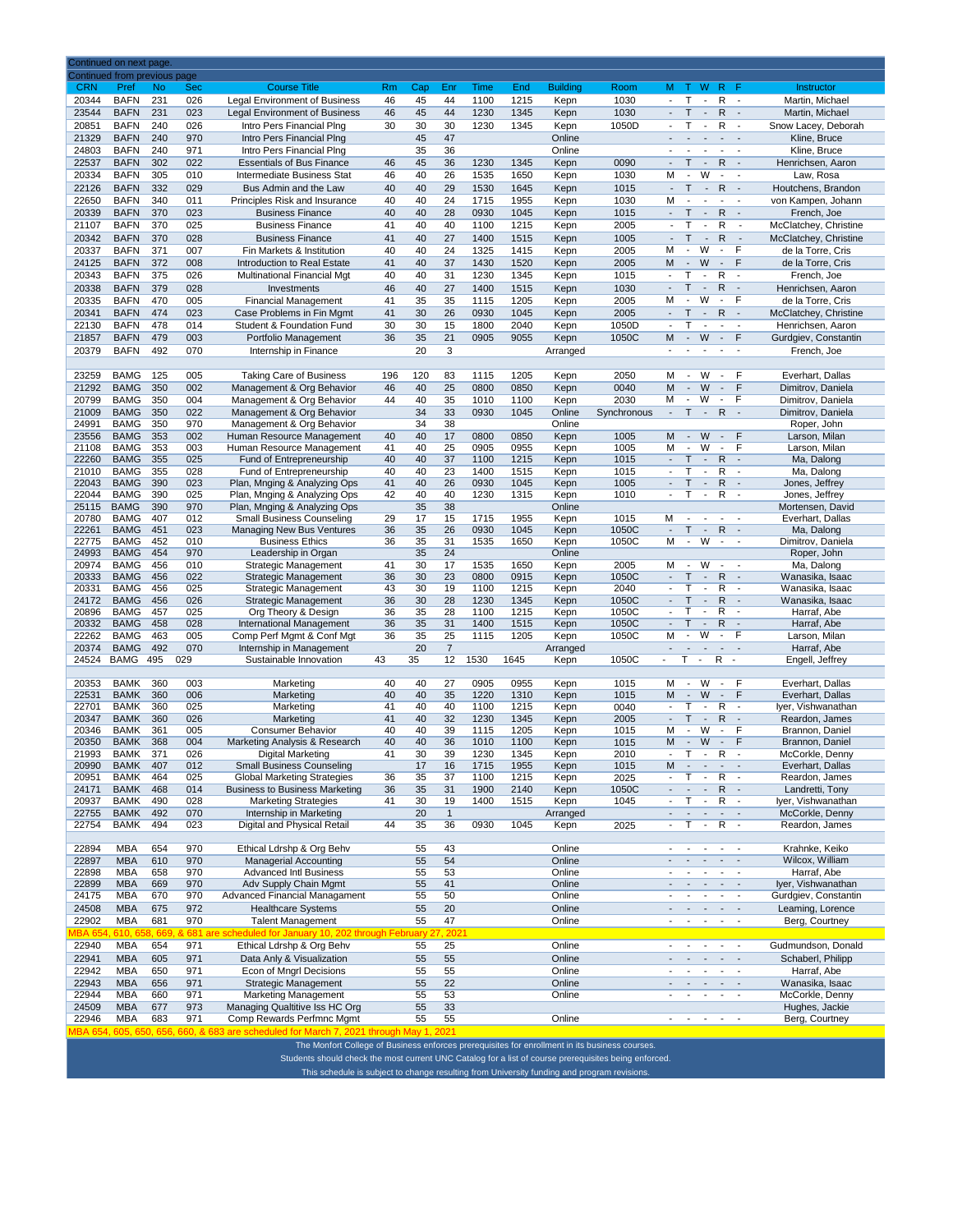Continued on next page.

Continued from previous page

| CRN | Pref | No | Sec | Course Title | Rm | Cap | Enr | Time | End | Building | Room | M | T | W | R | F | Instructor |
|---|---|---|---|---|---|---|---|---|---|---|---|---|---|---|---|---|---|
| 20344 | BAFN | 231 | 026 | Legal Environment of Business | 46 | 45 | 44 | 1100 | 1215 | Kepn | 1030 | - | T | - | R | - | Martin, Michael |
| 23544 | BAFN | 231 | 023 | Legal Environment of Business | 46 | 45 | 44 | 1230 | 1345 | Kepn | 1030 | - | T | - | R | - | Martin, Michael |
| 20851 | BAFN | 240 | 026 | Intro Pers Financial Plng | 30 | 30 | 30 | 1230 | 1345 | Kepn | 1050D | - | T | - | R | - | Snow Lacey, Deborah |
| 21329 | BAFN | 240 | 970 | Intro Pers Financial Plng | | 45 | 47 | | | Online | | - | - | - | - | - | Kline, Bruce |
| 24803 | BAFN | 240 | 971 | Intro Pers Financial Plng | | 35 | 36 | | | Online | | - | - | - | - | - | Kline, Bruce |
| 22537 | BAFN | 302 | 022 | Essentials of Bus Finance | 46 | 45 | 36 | 1230 | 1345 | Kepn | 0090 | - | T | - | R | - | Henrichsen, Aaron |
| 20334 | BAFN | 305 | 010 | Intermediate Business Stat | 46 | 40 | 26 | 1535 | 1650 | Kepn | 1030 | M | - | W | - | - | Law, Rosa |
| 22126 | BAFN | 332 | 029 | Bus Admin and the Law | 40 | 40 | 29 | 1530 | 1645 | Kepn | 1015 | - | T | - | R | - | Houtchens, Brandon |
| 22650 | BAFN | 340 | 011 | Principles Risk and Insurance | 40 | 40 | 24 | 1715 | 1955 | Kepn | 1030 | M | - | - | - | - | von Kampen, Johann |
| 20339 | BAFN | 370 | 023 | Business Finance | 40 | 40 | 28 | 0930 | 1045 | Kepn | 1015 | - | T | - | R | - | French, Joe |
| 21107 | BAFN | 370 | 025 | Business Finance | 41 | 40 | 40 | 1100 | 1215 | Kepn | 2005 | - | T | - | R | - | McClatchey, Christine |
| 20342 | BAFN | 370 | 028 | Business Finance | 41 | 40 | 27 | 1400 | 1515 | Kepn | 1005 | - | T | - | R | - | McClatchey, Christine |
| 20337 | BAFN | 371 | 007 | Fin Markets & Institution | 40 | 40 | 24 | 1325 | 1415 | Kepn | 2005 | M | - | W | - | F | de la Torre, Cris |
| 24125 | BAFN | 372 | 008 | Introduction to Real Estate | 41 | 40 | 37 | 1430 | 1520 | Kepn | 2005 | M | - | W | - | F | de la Torre, Cris |
| 20343 | BAFN | 375 | 026 | Multinational Financial Mgt | 40 | 40 | 31 | 1230 | 1345 | Kepn | 1015 | - | T | - | R | - | French, Joe |
| 20338 | BAFN | 379 | 028 | Investments | 46 | 40 | 27 | 1400 | 1515 | Kepn | 1030 | - | T | - | R | - | Henrichsen, Aaron |
| 20335 | BAFN | 470 | 005 | Financial Management | 41 | 35 | 35 | 1115 | 1205 | Kepn | 2005 | M | - | W | - | F | de la Torre, Cris |
| 20341 | BAFN | 474 | 023 | Case Problems in Fin Mgmt | 41 | 30 | 26 | 0930 | 1045 | Kepn | 2005 | - | T | - | R | - | McClatchey, Christine |
| 22130 | BAFN | 478 | 014 | Student & Foundation Fund | 30 | 30 | 15 | 1800 | 2040 | Kepn | 1050D | - | T | - | - | - | Henrichsen, Aaron |
| 21857 | BAFN | 479 | 003 | Portfolio Management | 36 | 35 | 21 | 0905 | 9055 | Kepn | 1050C | M | - | W | - | F | Gurdgiev, Constantin |
| 20379 | BAFN | 492 | 070 | Internship in Finance | | 20 | 3 | | | Arranged | | - | - | - | - | - | French, Joe |
| | | | | | | | | | | | | | | | | | |
| 23259 | BAMG | 125 | 005 | Taking Care of Business | 196 | 120 | 83 | 1115 | 1205 | Kepn | 2050 | M | - | W | - | F | Everhart, Dallas |
| 21292 | BAMG | 350 | 002 | Management & Org Behavior | 46 | 40 | 25 | 0800 | 0850 | Kepn | 0040 | M | - | W | - | F | Dimitrov, Daniela |
| 20799 | BAMG | 350 | 004 | Management & Org Behavior | 44 | 40 | 35 | 1010 | 1100 | Kepn | 2030 | M | - | W | - | F | Dimitrov, Daniela |
| 21009 | BAMG | 350 | 022 | Management & Org Behavior | | 34 | 33 | 0930 | 1045 | Online | Synchronous | - | T | - | R | - | Dimitrov, Daniela |
| 24991 | BAMG | 350 | 970 | Management & Org Behavior | | 34 | 38 | | | Online | | | | | | | Roper, John |
| 23556 | BAMG | 353 | 002 | Human Resource Management | 40 | 40 | 17 | 0800 | 0850 | Kepn | 1005 | M | - | W | - | F | Larson, Milan |
| 21108 | BAMG | 353 | 003 | Human Resource Management | 41 | 40 | 25 | 0905 | 0955 | Kepn | 1005 | M | - | W | - | F | Larson, Milan |
| 22260 | BAMG | 355 | 025 | Fund of Entrepreneurship | 40 | 40 | 37 | 1100 | 1215 | Kepn | 1015 | - | T | - | R | - | Ma, Dalong |
| 21010 | BAMG | 355 | 028 | Fund of Entrepreneurship | 40 | 40 | 23 | 1400 | 1515 | Kepn | 1015 | - | T | - | R | - | Ma, Dalong |
| 22043 | BAMG | 390 | 023 | Plan, Mnging & Analyzing Ops | 41 | 40 | 26 | 0930 | 1045 | Kepn | 1005 | - | T | - | R | - | Jones, Jeffrey |
| 22044 | BAMG | 390 | 025 | Plan, Mnging & Analyzing Ops | 42 | 40 | 40 | 1230 | 1315 | Kepn | 1010 | - | T | - | R | - | Jones, Jeffrey |
| 25115 | BAMG | 390 | 970 | Plan, Mnging & Analyzing Ops | | 35 | 38 | | | Online | | | | | | | Mortensen, David |
| 20780 | BAMG | 407 | 012 | Small Business Counseling | 29 | 17 | 15 | 1715 | 1955 | Kepn | 1015 | M | - | - | - | - | Everhart, Dallas |
| 22261 | BAMG | 451 | 023 | Managing New Bus Ventures | 36 | 35 | 26 | 0930 | 1045 | Kepn | 1050C | - | T | - | R | - | Ma, Dalong |
| 22775 | BAMG | 452 | 010 | Business Ethics | 36 | 35 | 31 | 1535 | 1650 | Kepn | 1050C | M | - | W | - | - | Dimitrov, Daniela |
| 24993 | BAMG | 454 | 970 | Leadership in Organ | | 35 | 24 | | | Online | | | | | | | Roper, John |
| 20974 | BAMG | 456 | 010 | Strategic Management | 41 | 30 | 17 | 1535 | 1650 | Kepn | 2005 | M | - | W | - | - | Ma, Dalong |
| 20333 | BAMG | 456 | 022 | Strategic Management | 36 | 30 | 23 | 0800 | 0915 | Kepn | 1050C | - | T | - | R | - | Wanasika, Isaac |
| 20331 | BAMG | 456 | 025 | Strategic Management | 43 | 30 | 19 | 1100 | 1215 | Kepn | 2040 | - | T | - | R | - | Wanasika, Isaac |
| 24172 | BAMG | 456 | 026 | Strategic Management | 36 | 30 | 28 | 1230 | 1345 | Kepn | 1050C | - | T | - | R | - | Wanasika, Isaac |
| 20896 | BAMG | 457 | 025 | Org Theory & Design | 36 | 35 | 28 | 1100 | 1215 | Kepn | 1050C | - | T | - | R | - | Harraf, Abe |
| 20332 | BAMG | 458 | 028 | International Management | 36 | 35 | 31 | 1400 | 1515 | Kepn | 1050C | - | T | - | R | - | Harraf, Abe |
| 22262 | BAMG | 463 | 005 | Comp Perf Mgmt & Conf Mgt | 36 | 35 | 25 | 1115 | 1205 | Kepn | 1050C | M | - | W | - | F | Larson, Milan |
| 20374 | BAMG | 492 | 070 | Internship in Management | | 20 | 7 | | | Arranged | | - | - | - | - | - | Harraf, Abe |
| 24524 | BAMG | 495 | 029 | Sustainable Innovation | 43 | 35 | 12 | 1530 | 1645 | Kepn | 1050C | - | T | - | R | - | Engell, Jeffrey |
| | | | | | | | | | | | | | | | | | |
| 20353 | BAMK | 360 | 003 | Marketing | 40 | 40 | 27 | 0905 | 0955 | Kepn | 1015 | M | - | W | - | F | Everhart, Dallas |
| 22531 | BAMK | 360 | 006 | Marketing | 40 | 40 | 35 | 1220 | 1310 | Kepn | 1015 | M | - | W | - | F | Everhart, Dallas |
| 22701 | BAMK | 360 | 025 | Marketing | 41 | 40 | 40 | 1100 | 1215 | Kepn | 0040 | - | T | - | R | - | Iyer, Vishwanathan |
| 20347 | BAMK | 360 | 026 | Marketing | 41 | 40 | 32 | 1230 | 1345 | Kepn | 2005 | - | T | - | R | - | Reardon, James |
| 20346 | BAMK | 361 | 005 | Consumer Behavior | 40 | 40 | 39 | 1115 | 1205 | Kepn | 1015 | M | - | W | - | F | Brannon, Daniel |
| 20350 | BAMK | 368 | 004 | Marketing Analysis & Research | 40 | 40 | 36 | 1010 | 1100 | Kepn | 1015 | M | - | W | - | F | Brannon, Daniel |
| 21993 | BAMK | 371 | 026 | Digital Marketing | 41 | 30 | 39 | 1230 | 1345 | Kepn | 2010 | - | T | - | R | - | McCorkle, Denny |
| 20990 | BAMK | 407 | 012 | Small Business Counseling | | 17 | 16 | 1715 | 1955 | Kepn | 1015 | M | - | - | - | - | Everhart, Dallas |
| 20951 | BAMK | 464 | 025 | Global Marketing Strategies | 36 | 35 | 37 | 1100 | 1215 | Kepn | 2025 | - | T | - | R | - | Reardon, James |
| 24171 | BAMK | 468 | 014 | Business to Business Marketing | 36 | 35 | 31 | 1900 | 2140 | Kepn | 1050C | - | - | - | R | - | Landretti, Tony |
| 20937 | BAMK | 490 | 028 | Marketing Strategies | 41 | 30 | 19 | 1400 | 1515 | Kepn | 1045 | - | T | - | R | - | Iyer, Vishwanathan |
| 22755 | BAMK | 492 | 070 | Internship in Marketing | | 20 | 1 | | | Arranged | | - | - | - | - | - | McCorkle, Denny |
| 22754 | BAMK | 494 | 023 | Digital and Physical Retail | 44 | 35 | 36 | 0930 | 1045 | Kepn | 2025 | - | T | - | R | - | Reardon, James |
| | | | | | | | | | | | | | | | | | |
| 22894 | MBA | 654 | 970 | Ethical Ldrshp & Org Behv | | 55 | 43 | | | Online | | - | - | - | - | - | Krahnke, Keiko |
| 22897 | MBA | 610 | 970 | Managerial Accounting | | 55 | 54 | | | Online | | - | - | - | - | - | Wilcox, William |
| 22898 | MBA | 658 | 970 | Advanced Intl Business | | 55 | 53 | | | Online | | - | - | - | - | - | Harraf, Abe |
| 22899 | MBA | 669 | 970 | Adv Supply Chain Mgmt | | 55 | 41 | | | Online | | - | - | - | - | - | Iyer, Vishwanathan |
| 24175 | MBA | 670 | 970 | Advanced Financial Managament | | 55 | 50 | | | Online | | - | - | - | - | - | Gurdgiev, Constantin |
| 24508 | MBA | 675 | 972 | Healthcare Systems | | 55 | 20 | | | Online | | - | - | - | - | - | Leaming, Lorence |
| 22902 | MBA | 681 | 970 | Talent Management | | 55 | 47 | | | Online | | - | - | - | - | - | Berg, Courtney |
| MBA 654, 610, 658, 669, & 681 are scheduled for January 10, 202 through February 27, 2021 | | | | | | | | | | | | | | | | | |
| 22940 | MBA | 654 | 971 | Ethical Ldrshp & Org Behv | | 55 | 25 | | | Online | | - | - | - | - | - | Gudmundson, Donald |
| 22941 | MBA | 605 | 971 | Data Anly & Visualization | | 55 | 55 | | | Online | | - | - | - | - | - | Schaberl, Philipp |
| 22942 | MBA | 650 | 971 | Econ of Mngrl Decisions | | 55 | 55 | | | Online | | - | - | - | - | - | Harraf, Abe |
| 22943 | MBA | 656 | 971 | Strategic Management | | 55 | 22 | | | Online | | - | - | - | - | - | Wanasika, Isaac |
| 22944 | MBA | 660 | 971 | Marketing Management | | 55 | 53 | | | Online | | - | - | - | - | - | McCorkle, Denny |
| 24509 | MBA | 677 | 973 | Managing Qualtitive Iss HC Org | | 55 | 33 | | | | | | | | | | Hughes, Jackie |
| 22946 | MBA | 683 | 971 | Comp Rewards Perfmnc Mgmt | | 55 | 55 | | | Online | | - | - | - | - | - | Berg, Courtney |
| MBA 654, 605, 650, 656, 660, & 683 are scheduled for March 7, 2021 through May 1, 2021 | | | | | | | | | | | | | | | | | |

The Monfort College of Business enforces prerequisites for enrollment in its business courses.

Students should check the most current UNC Catalog for a list of course prerequisites being enforced.

This schedule is subject to change resulting from University funding and program revisions.